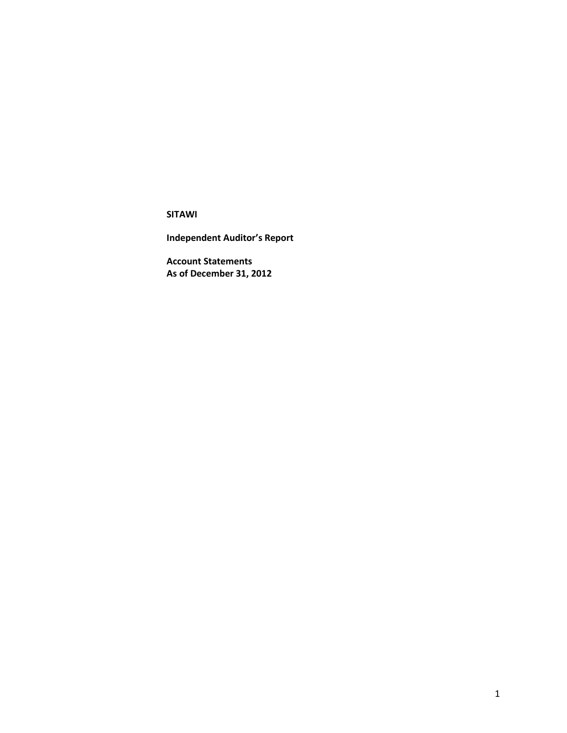**SITAWI**

**Independent Auditor's Report**

**Account Statements**
**As of December 31, 2012**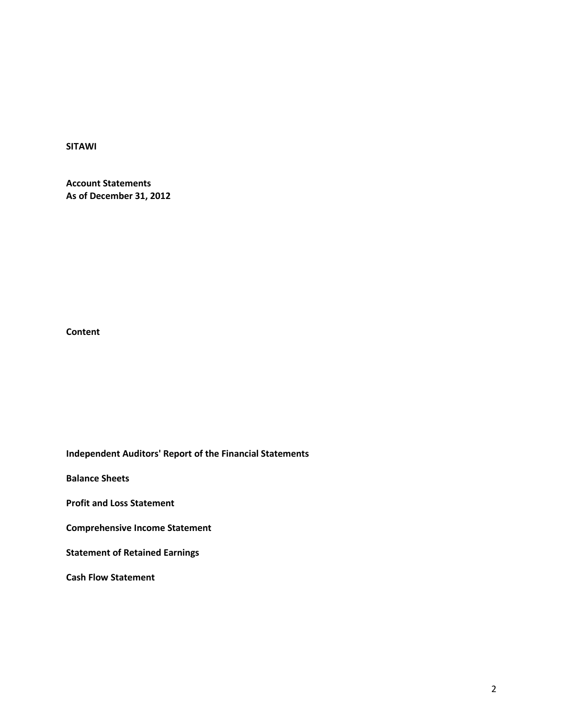**SITAWI**

**Account Statements**
**As of December 31, 2012**

**Content**

**Independent Auditors' Report of the Financial Statements**

**Balance Sheets**

**Profit and Loss Statement**

**Comprehensive Income Statement**

**Statement of Retained Earnings**

**Cash Flow Statement**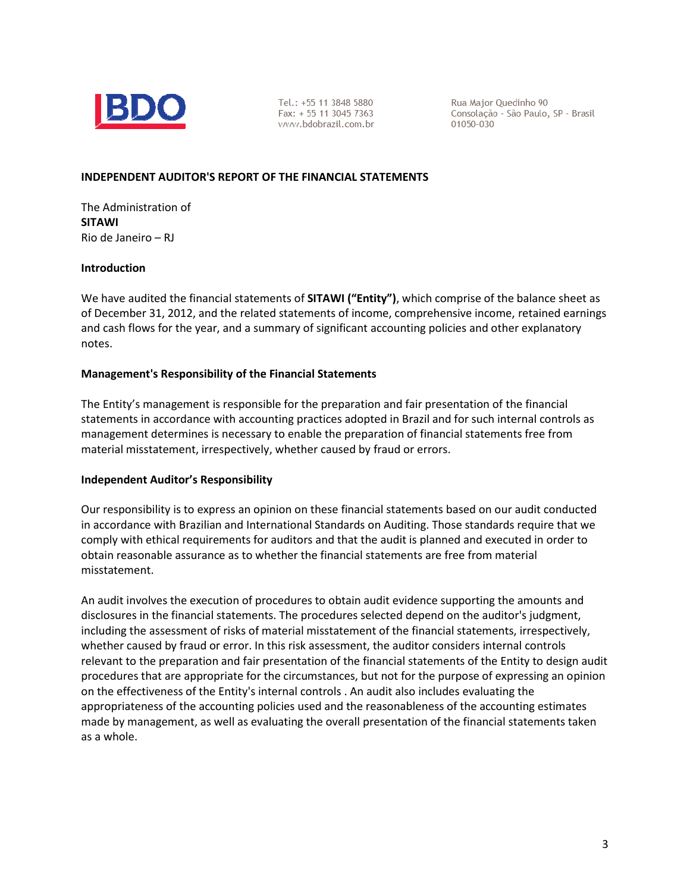BDO

Tel.: +55 11 3848 5880
Fax: + 55 11 3045 7363
www.bdobrazil.com.br

Rua Major Quedinho 90
Consolação - São Paulo, SP - Brasil
01050-030

**INDEPENDENT AUDITOR'S REPORT OF THE FINANCIAL STATEMENTS**

The Administration of
**SITAWI**
Rio de Janeiro – RJ

**Introduction**

We have audited the financial statements of **SITAWI ("Entity")**, which comprise of the balance sheet as of December 31, 2012, and the related statements of income, comprehensive income, retained earnings and cash flows for the year, and a summary of significant accounting policies and other explanatory notes.

**Management's Responsibility of the Financial Statements**

The Entity's management is responsible for the preparation and fair presentation of the financial statements in accordance with accounting practices adopted in Brazil and for such internal controls as management determines is necessary to enable the preparation of financial statements free from material misstatement, irrespectively, whether caused by fraud or errors.

**Independent Auditor's Responsibility**

Our responsibility is to express an opinion on these financial statements based on our audit conducted in accordance with Brazilian and International Standards on Auditing. Those standards require that we comply with ethical requirements for auditors and that the audit is planned and executed in order to obtain reasonable assurance as to whether the financial statements are free from material misstatement.

An audit involves the execution of procedures to obtain audit evidence supporting the amounts and disclosures in the financial statements. The procedures selected depend on the auditor's judgment, including the assessment of risks of material misstatement of the financial statements, irrespectively, whether caused by fraud or error. In this risk assessment, the auditor considers internal controls relevant to the preparation and fair presentation of the financial statements of the Entity to design audit procedures that are appropriate for the circumstances, but not for the purpose of expressing an opinion on the effectiveness of the Entity's internal controls . An audit also includes evaluating the appropriateness of the accounting policies used and the reasonableness of the accounting estimates made by management, as well as evaluating the overall presentation of the financial statements taken as a whole.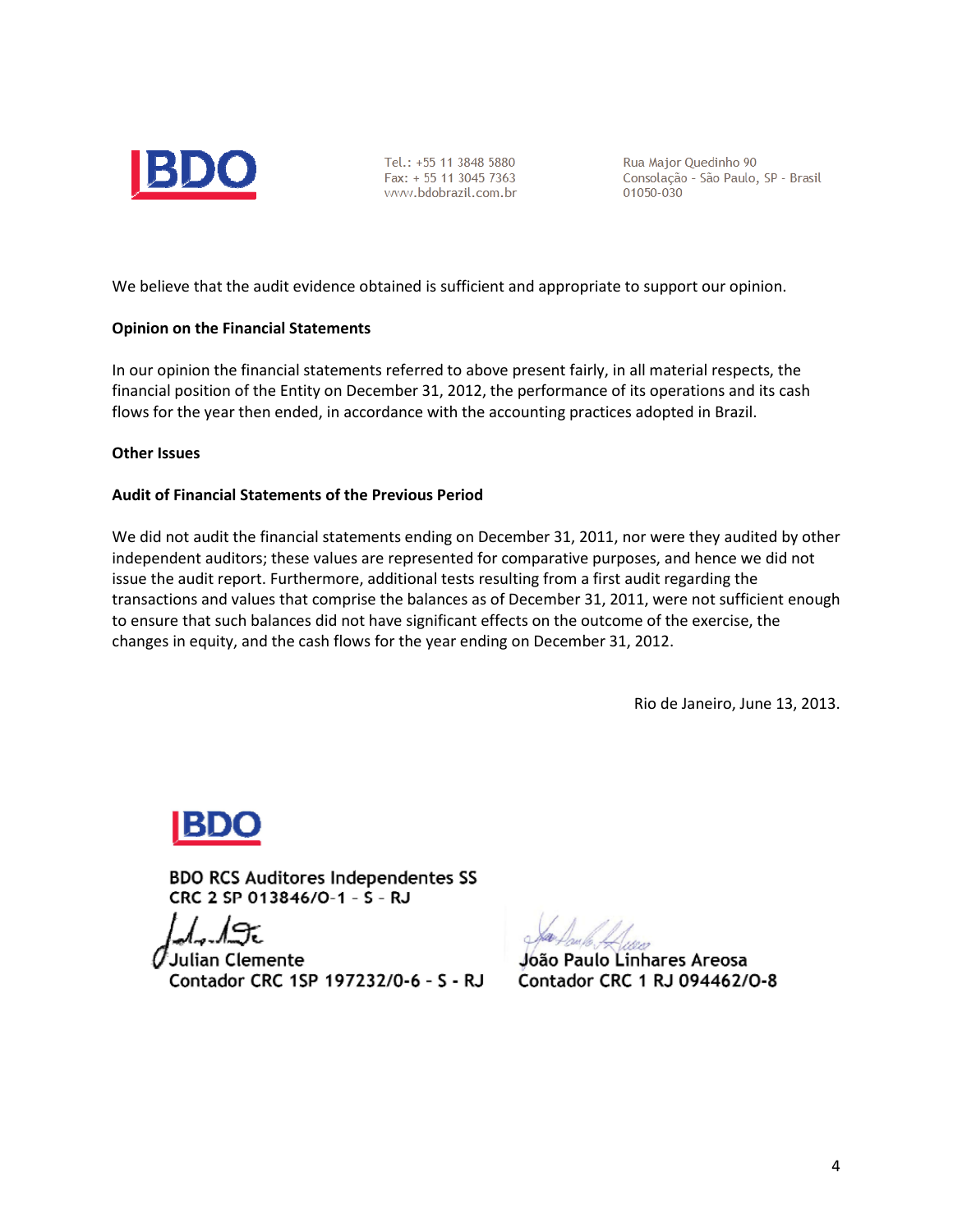Tel.: +55 11 3848 5880
Fax: + 55 11 3045 7363
www.bdobrazil.com.br

Rua Major Quedinho 90
Consolação - São Paulo, SP - Brasil
01050-030

We believe that the audit evidence obtained is sufficient and appropriate to support our opinion.

**Opinion on the Financial Statements**

In our opinion the financial statements referred to above present fairly, in all material respects, the financial position of the Entity on December 31, 2012, the performance of its operations and its cash flows for the year then ended, in accordance with the accounting practices adopted in Brazil.

**Other Issues**

**Audit of Financial Statements of the Previous Period**

We did not audit the financial statements ending on December 31, 2011, nor were they audited by other independent auditors; these values are represented for comparative purposes, and hence we did not issue the audit report. Furthermore, additional tests resulting from a first audit regarding the transactions and values that comprise the balances as of December 31, 2011, were not sufficient enough to ensure that such balances did not have significant effects on the outcome of the exercise, the changes in equity, and the cash flows for the year ending on December 31, 2012.

Rio de Janeiro, June 13, 2013.

BDO RCS Auditores Independentes SS
CRC 2 SP 013846/O-1 - S - RJ

Julian Clemente
Contador CRC 1SP 197232/0-6 - S - RJ

João Paulo Linhares Areosa
Contador CRC 1 RJ 094462/O-8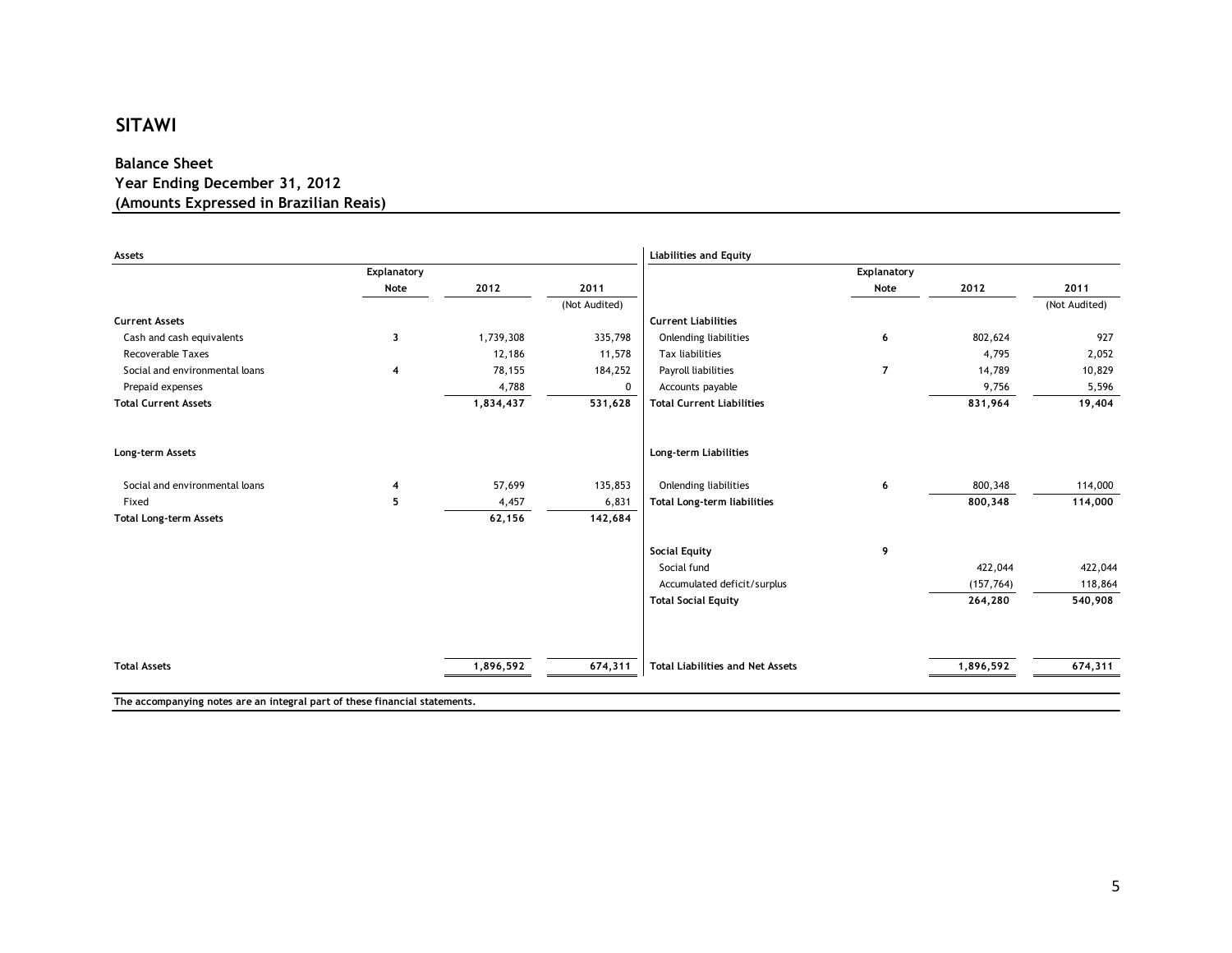# SITAWI

## Balance Sheet
## Year Ending December 31, 2012
## (Amounts Expressed in Brazilian Reais)

| Assets | Explanatory Note | 2012 | 2011 (Not Audited) |
|---|---|---|---|
| **Current Assets** | | | |
| Cash and cash equivalents | 3 | 1,739,308 | 335,798 |
| Recoverable Taxes | | 12,186 | 11,578 |
| Social and environmental loans | 4 | 78,155 | 184,252 |
| Prepaid expenses | | 4,788 | 0 |
| **Total Current Assets** | | **1,834,437** | **531,628** |
| **Long-term Assets** | | | |
| Social and environmental loans | 4 | 57,699 | 135,853 |
| Fixed | 5 | 4,457 | 6,831 |
| **Total Long-term Assets** | | **62,156** | **142,684** |
| **Total Assets** | | **1,896,592** | **674,311** |

| Liabilities and Equity | Explanatory Note | 2012 | 2011 (Not Audited) |
|---|---|---|---|
| **Current Liabilities** | | | |
| Onlending liabilities | 6 | 802,624 | 927 |
| Tax liabilities | | 4,795 | 2,052 |
| Payroll liabilities | 7 | 14,789 | 10,829 |
| Accounts payable | | 9,756 | 5,596 |
| **Total Current Liabilities** | | **831,964** | **19,404** |
| **Long-term Liabilities** | | | |
| Onlending liabilities | 6 | 800,348 | 114,000 |
| **Total Long-term liabilities** | | **800,348** | **114,000** |
| **Social Equity** | 9 | | |
| Social fund | | 422,044 | 422,044 |
| Accumulated deficit/surplus | | (157,764) | 118,864 |
| **Total Social Equity** | | **264,280** | **540,908** |
| **Total Liabilities and Net Assets** | | **1,896,592** | **674,311** |

**The accompanying notes are an integral part of these financial statements.**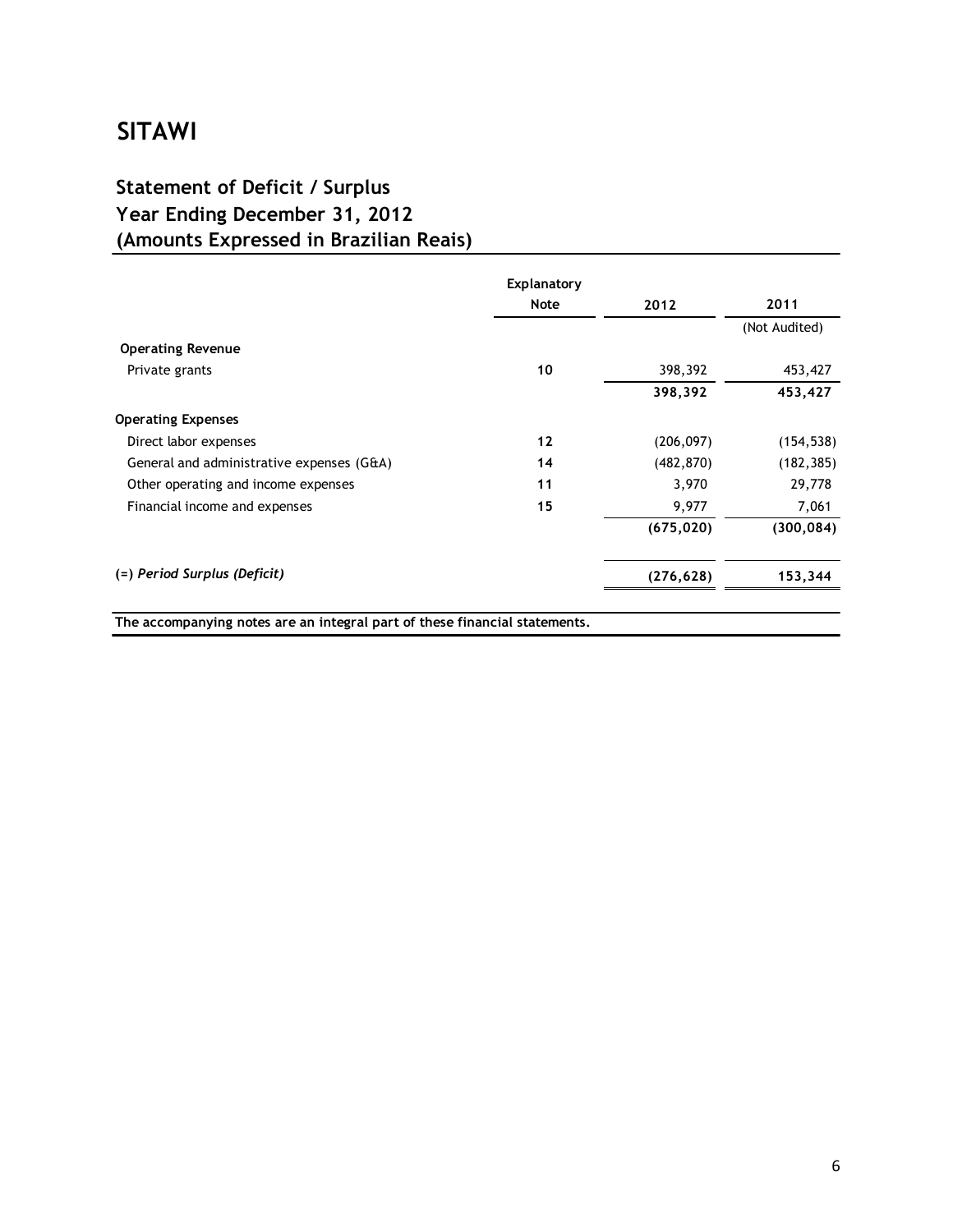# SITAWI

## Statement of Deficit / Surplus
## Year Ending December 31, 2012
## (Amounts Expressed in Brazilian Reais)

| | Explanatory Note | 2012 | 2011 |
|---|---|---|---|
| | | | (Not Audited) |
| **Operating Revenue** | | | |
| Private grants | **10** | 398,392 | 453,427 |
| | | **398,392** | **453,427** |
| **Operating Expenses** | | | |
| Direct labor expenses | **12** | (206,097) | (154,538) |
| General and administrative expenses (G&A) | **14** | (482,870) | (182,385) |
| Other operating and income expenses | **11** | 3,970 | 29,778 |
| Financial income and expenses | **15** | 9,977 | 7,061 |
| | | **(675,020)** | **(300,084)** |
| (=) *Period Surplus (Deficit)* | | **(276,628)** | **153,344** |

**The accompanying notes are an integral part of these financial statements.**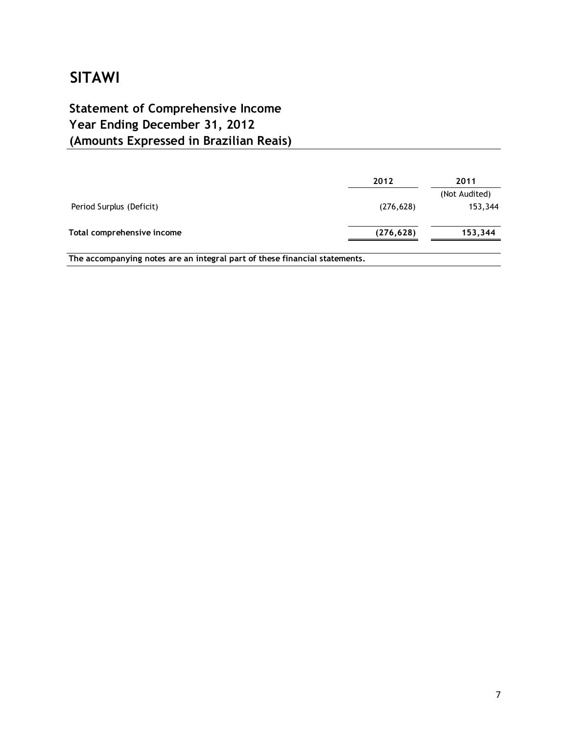# SITAWI

## Statement of Comprehensive Income
## Year Ending December 31, 2012
## (Amounts Expressed in Brazilian Reais)

| | 2012 | 2011 |
|---|---|---|
| | | (Not Audited) |
| Period Surplus (Deficit) | (276,628) | 153,344 |
| **Total comprehensive income** | **(276,628)** | **153,344** |

**The accompanying notes are an integral part of these financial statements.**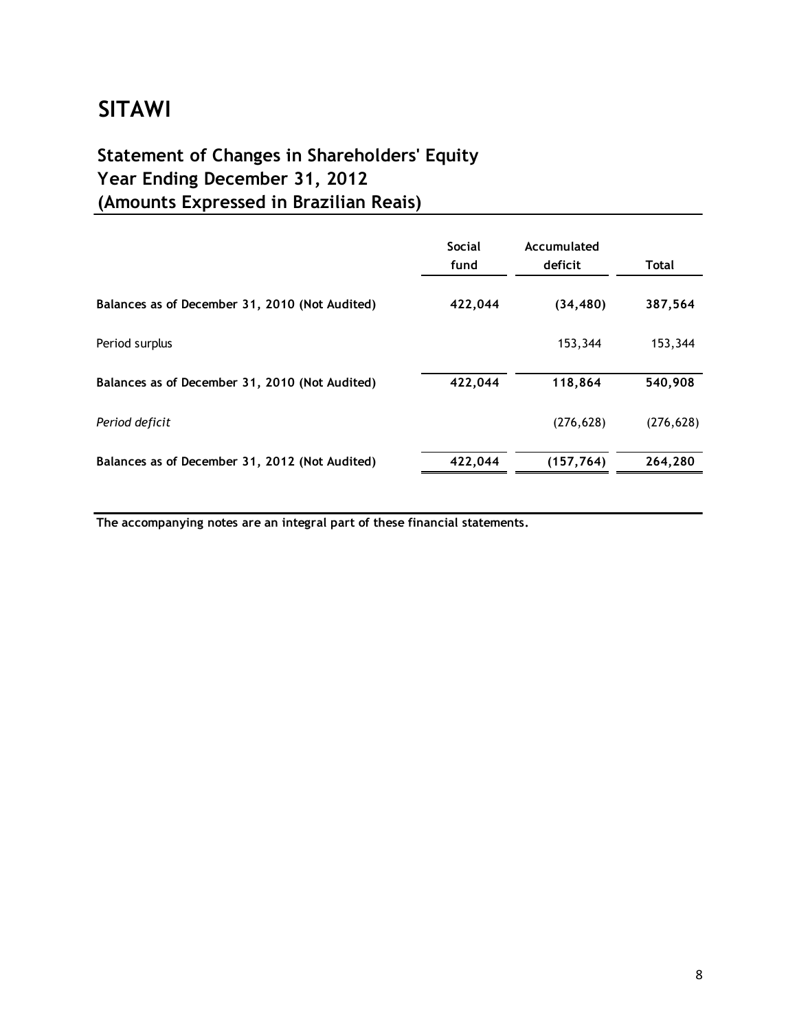# SITAWI

## Statement of Changes in Shareholders' Equity
## Year Ending December 31, 2012
## (Amounts Expressed in Brazilian Reais)

| | Social fund | Accumulated deficit | Total |
|---|---|---|---|
| **Balances as of December 31, 2010 (Not Audited)** | **422,044** | **(34,480)** | **387,564** |
| Period surplus | | 153,344 | 153,344 |
| **Balances as of December 31, 2010 (Not Audited)** | **422,044** | **118,864** | **540,908** |
| *Period deficit* | | (276,628) | (276,628) |
| **Balances as of December 31, 2012 (Not Audited)** | **422,044** | **(157,764)** | **264,280** |

**The accompanying notes are an integral part of these financial statements.**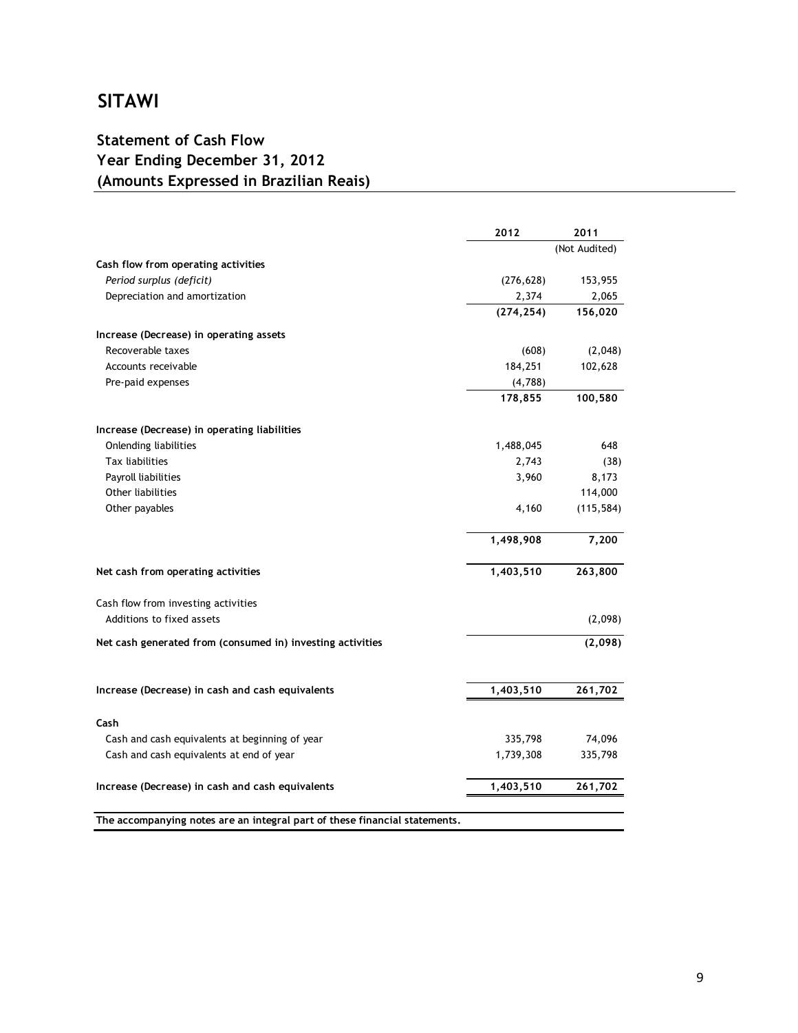# SITAWI

## Statement of Cash Flow
## Year Ending December 31, 2012
## (Amounts Expressed in Brazilian Reais)

| | 2012 | 2011 |
|---|---|---|
| | | (Not Audited) |
| **Cash flow from operating activities** | | |
| *Period surplus (deficit)* | (276,628) | 153,955 |
| Depreciation and amortization | 2,374 | 2,065 |
| | **(274,254)** | **156,020** |
| **Increase (Decrease) in operating assets** | | |
| Recoverable taxes | (608) | (2,048) |
| Accounts receivable | 184,251 | 102,628 |
| Pre-paid expenses | (4,788) | |
| | **178,855** | **100,580** |
| **Increase (Decrease) in operating liabilities** | | |
| Onlending liabilities | 1,488,045 | 648 |
| Tax liabilities | 2,743 | (38) |
| Payroll liabilities | 3,960 | 8,173 |
| Other liabilities | | 114,000 |
| Other payables | 4,160 | (115,584) |
| | **1,498,908** | **7,200** |
| **Net cash from operating activities** | **1,403,510** | **263,800** |
| Cash flow from investing activities | | |
| Additions to fixed assets | | (2,098) |
| **Net cash generated from (consumed in) investing activities** | | **(2,098)** |
| **Increase (Decrease) in cash and cash equivalents** | **1,403,510** | **261,702** |
| **Cash** | | |
| Cash and cash equivalents at beginning of year | 335,798 | 74,096 |
| Cash and cash equivalents at end of year | 1,739,308 | 335,798 |
| **Increase (Decrease) in cash and cash equivalents** | **1,403,510** | **261,702** |

**The accompanying notes are an integral part of these financial statements.**